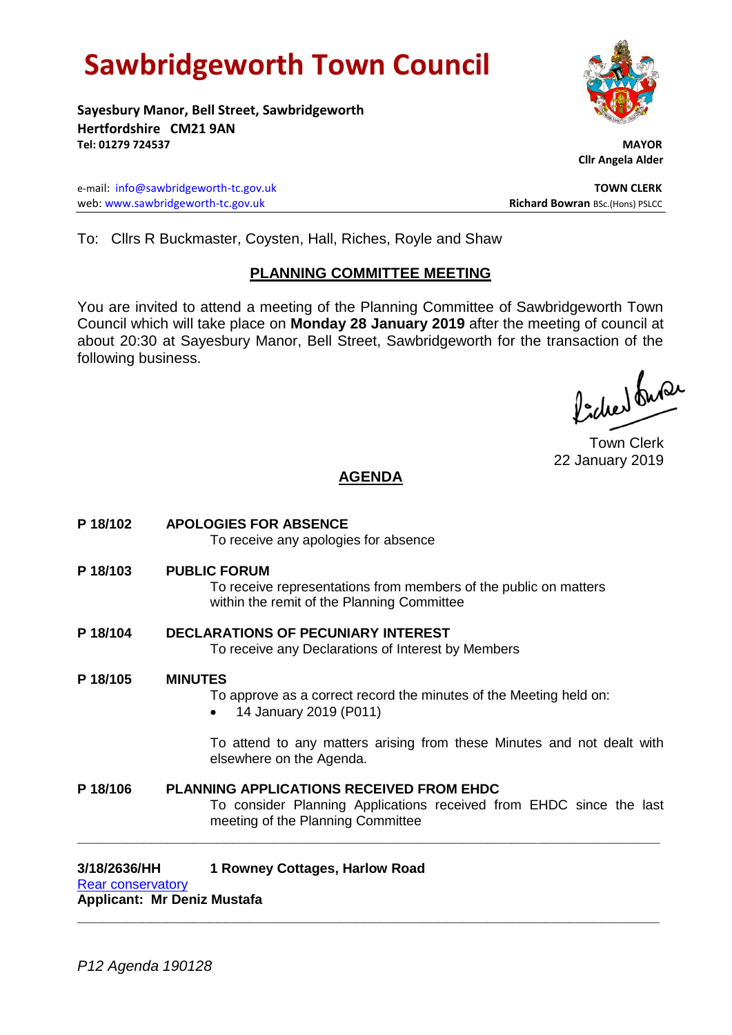# Sawbridgeworth Town Council

**Sayesbury Manor, Bell Street, Sawbridgeworth**
**Hertfordshire CM21 9AN**
**Tel: 01279 724537**

**MAYOR**
**Cllr Angela Alder**

e-mail: info@sawbridgeworth-tc.gov.uk
web: www.sawbridgeworth-tc.gov.uk

**TOWN CLERK**
**Richard Bowran** BSc.(Hons) PSLCC

To: Cllrs R Buckmaster, Coysten, Hall, Riches, Royle and Shaw

## PLANNING COMMITTEE MEETING

You are invited to attend a meeting of the Planning Committee of Sawbridgeworth Town Council which will take place on **Monday 28 January 2019** after the meeting of council at about 20:30 at Sayesbury Manor, Bell Street, Sawbridgeworth for the transaction of the following business.

Town Clerk
22 January 2019

## AGENDA

**P 18/102 APOLOGIES FOR ABSENCE**
To receive any apologies for absence

**P 18/103 PUBLIC FORUM**
To receive representations from members of the public on matters within the remit of the Planning Committee

**P 18/104 DECLARATIONS OF PECUNIARY INTEREST**
To receive any Declarations of Interest by Members

**P 18/105 MINUTES**
To approve as a correct record the minutes of the Meeting held on:

- 14 January 2019 (P011)

To attend to any matters arising from these Minutes and not dealt with elsewhere on the Agenda.

**P 18/106 PLANNING APPLICATIONS RECEIVED FROM EHDC**
To consider Planning Applications received from EHDC since the last meeting of the Planning Committee

---

**3/18/2636/HH** **1 Rowney Cottages, Harlow Road**
Rear conservatory
**Applicant: Mr Deniz Mustafa**

---

*P12 Agenda 190128*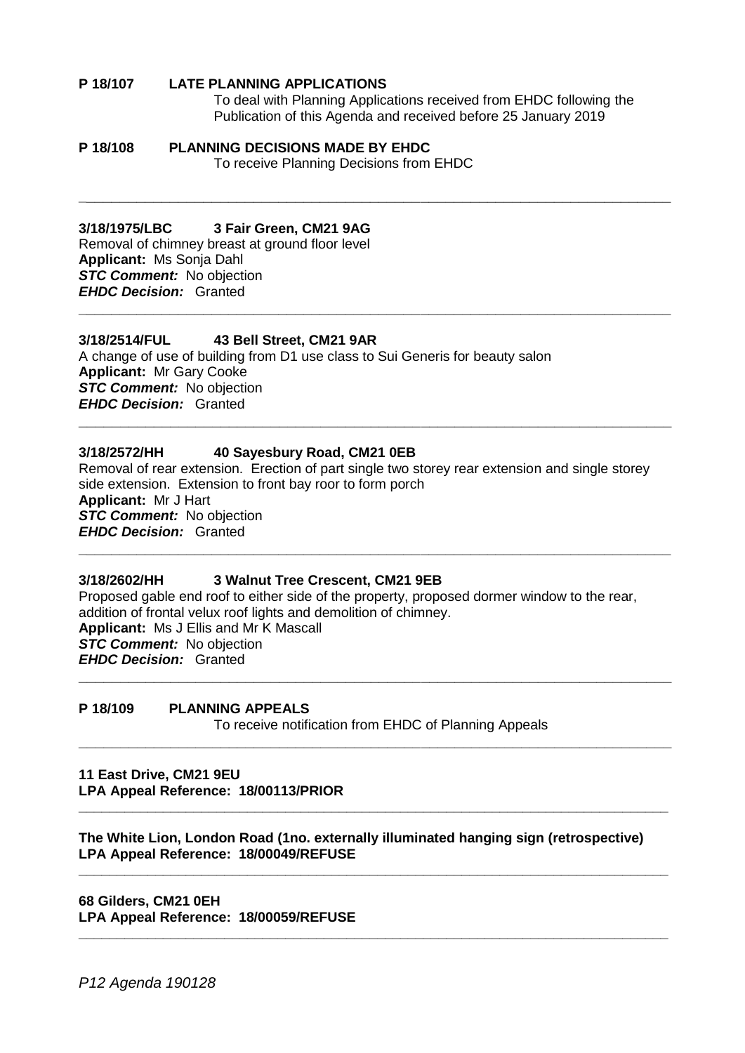**P 18/107 LATE PLANNING APPLICATIONS**

To deal with Planning Applications received from EHDC following the Publication of this Agenda and received before 25 January 2019

**P 18/108 PLANNING DECISIONS MADE BY EHDC**

To receive Planning Decisions from EHDC

---

**3/18/1975/LBC 3 Fair Green, CM21 9AG**
Removal of chimney breast at ground floor level
**Applicant:** Ms Sonja Dahl
***STC Comment:*** No objection
***EHDC Decision:*** Granted

---

**3/18/2514/FUL 43 Bell Street, CM21 9AR**
A change of use of building from D1 use class to Sui Generis for beauty salon
**Applicant:** Mr Gary Cooke
***STC Comment:*** No objection
***EHDC Decision:*** Granted

---

**3/18/2572/HH 40 Sayesbury Road, CM21 0EB**
Removal of rear extension. Erection of part single two storey rear extension and single storey side extension. Extension to front bay roor to form porch
**Applicant:** Mr J Hart
***STC Comment:*** No objection
***EHDC Decision:*** Granted

---

**3/18/2602/HH 3 Walnut Tree Crescent, CM21 9EB**
Proposed gable end roof to either side of the property, proposed dormer window to the rear, addition of frontal velux roof lights and demolition of chimney.
**Applicant:** Ms J Ellis and Mr K Mascall
***STC Comment:*** No objection
***EHDC Decision:*** Granted

---

**P 18/109 PLANNING APPEALS**

To receive notification from EHDC of Planning Appeals

---

**11 East Drive, CM21 9EU**
**LPA Appeal Reference: 18/00113/PRIOR**

---

**The White Lion, London Road (1no. externally illuminated hanging sign (retrospective)**
**LPA Appeal Reference: 18/00049/REFUSE**

---

**68 Gilders, CM21 0EH**
**LPA Appeal Reference: 18/00059/REFUSE**

---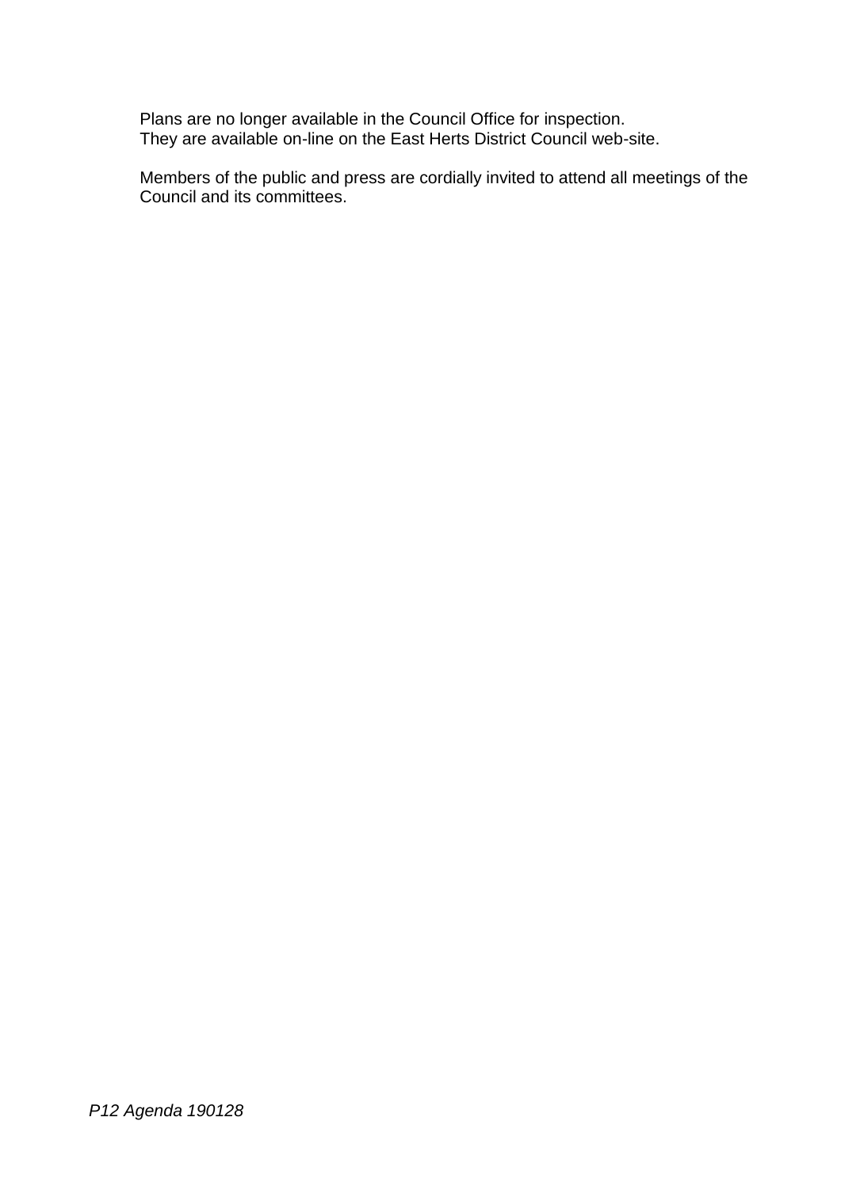Plans are no longer available in the Council Office for inspection.
They are available on-line on the East Herts District Council web-site.

Members of the public and press are cordially invited to attend all meetings of the Council and its committees.

*P12 Agenda 190128*